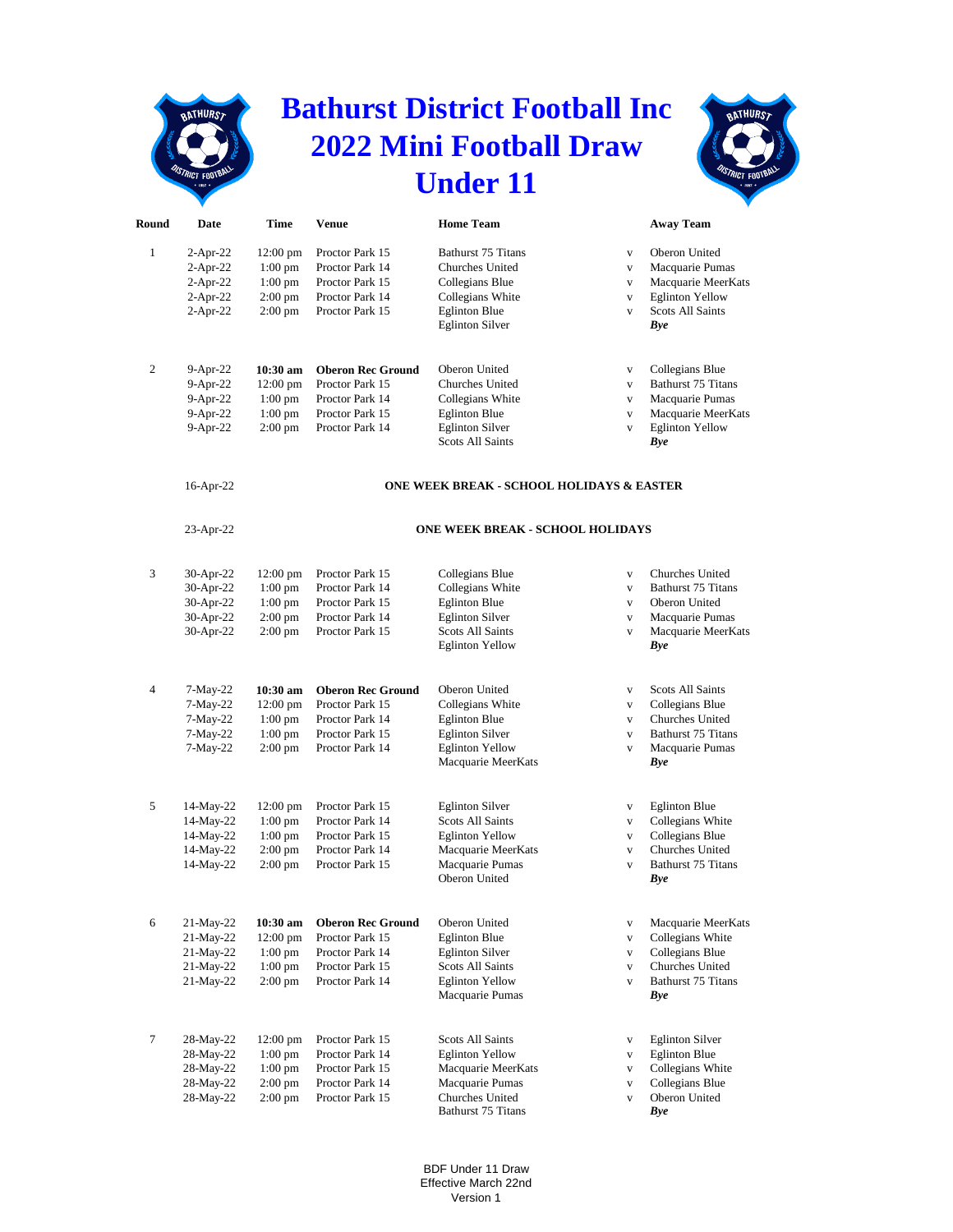# Bathurst District Football Inc
# 2022 Mini Football Draw
# Under 11

| Round | Date | Time | Venue | Home Team | | Away Team |
|---|---|---|---|---|---|---|
| 1 | 2-Apr-22 | 12:00 pm | Proctor Park 15 | Bathurst 75 Titans | v | Oberon United |
| | 2-Apr-22 | 1:00 pm | Proctor Park 14 | Churches United | v | Macquarie Pumas |
| | 2-Apr-22 | 1:00 pm | Proctor Park 15 | Collegians Blue | v | Macquarie MeerKats |
| | 2-Apr-22 | 2:00 pm | Proctor Park 14 | Collegians White | v | Eglinton Yellow |
| | 2-Apr-22 | 2:00 pm | Proctor Park 15 | Eglinton Blue | v | Scots All Saints |
| | | | | Eglinton Silver | | ***Bye*** |
| 2 | 9-Apr-22 | **10:30 am** | **Oberon Rec Ground** | Oberon United | v | Collegians Blue |
| | 9-Apr-22 | 12:00 pm | Proctor Park 15 | Churches United | v | Bathurst 75 Titans |
| | 9-Apr-22 | 1:00 pm | Proctor Park 14 | Collegians White | v | Macquarie Pumas |
| | 9-Apr-22 | 1:00 pm | Proctor Park 15 | Eglinton Blue | v | Macquarie MeerKats |
| | 9-Apr-22 | 2:00 pm | Proctor Park 14 | Eglinton Silver | v | Eglinton Yellow |
| | | | | Scots All Saints | | ***Bye*** |
| | 16-Apr-22 | | **ONE WEEK BREAK - SCHOOL HOLIDAYS & EASTER** | | | |
| | 23-Apr-22 | | **ONE WEEK BREAK - SCHOOL HOLIDAYS** | | | |
| 3 | 30-Apr-22 | 12:00 pm | Proctor Park 15 | Collegians Blue | v | Churches United |
| | 30-Apr-22 | 1:00 pm | Proctor Park 14 | Collegians White | v | Bathurst 75 Titans |
| | 30-Apr-22 | 1:00 pm | Proctor Park 15 | Eglinton Blue | v | Oberon United |
| | 30-Apr-22 | 2:00 pm | Proctor Park 14 | Eglinton Silver | v | Macquarie Pumas |
| | 30-Apr-22 | 2:00 pm | Proctor Park 15 | Scots All Saints | v | Macquarie MeerKats |
| | | | | Eglinton Yellow | | ***Bye*** |
| 4 | 7-May-22 | **10:30 am** | **Oberon Rec Ground** | Oberon United | v | Scots All Saints |
| | 7-May-22 | 12:00 pm | Proctor Park 15 | Collegians White | v | Collegians Blue |
| | 7-May-22 | 1:00 pm | Proctor Park 14 | Eglinton Blue | v | Churches United |
| | 7-May-22 | 1:00 pm | Proctor Park 15 | Eglinton Silver | v | Bathurst 75 Titans |
| | 7-May-22 | 2:00 pm | Proctor Park 14 | Eglinton Yellow | v | Macquarie Pumas |
| | | | | Macquarie MeerKats | | ***Bye*** |
| 5 | 14-May-22 | 12:00 pm | Proctor Park 15 | Eglinton Silver | v | Eglinton Blue |
| | 14-May-22 | 1:00 pm | Proctor Park 14 | Scots All Saints | v | Collegians White |
| | 14-May-22 | 1:00 pm | Proctor Park 15 | Eglinton Yellow | v | Collegians Blue |
| | 14-May-22 | 2:00 pm | Proctor Park 14 | Macquarie MeerKats | v | Churches United |
| | 14-May-22 | 2:00 pm | Proctor Park 15 | Macquarie Pumas | v | Bathurst 75 Titans |
| | | | | Oberon United | | ***Bye*** |
| 6 | 21-May-22 | **10:30 am** | **Oberon Rec Ground** | Oberon United | v | Macquarie MeerKats |
| | 21-May-22 | 12:00 pm | Proctor Park 15 | Eglinton Blue | v | Collegians White |
| | 21-May-22 | 1:00 pm | Proctor Park 14 | Eglinton Silver | v | Collegians Blue |
| | 21-May-22 | 1:00 pm | Proctor Park 15 | Scots All Saints | v | Churches United |
| | 21-May-22 | 2:00 pm | Proctor Park 14 | Eglinton Yellow | v | Bathurst 75 Titans |
| | | | | Macquarie Pumas | | ***Bye*** |
| 7 | 28-May-22 | 12:00 pm | Proctor Park 15 | Scots All Saints | v | Eglinton Silver |
| | 28-May-22 | 1:00 pm | Proctor Park 14 | Eglinton Yellow | v | Eglinton Blue |
| | 28-May-22 | 1:00 pm | Proctor Park 15 | Macquarie MeerKats | v | Collegians White |
| | 28-May-22 | 2:00 pm | Proctor Park 14 | Macquarie Pumas | v | Collegians Blue |
| | 28-May-22 | 2:00 pm | Proctor Park 15 | Churches United | v | Oberon United |
| | | | | Bathurst 75 Titans | | ***Bye*** |

BDF Under 11 Draw
Effective March 22nd
Version 1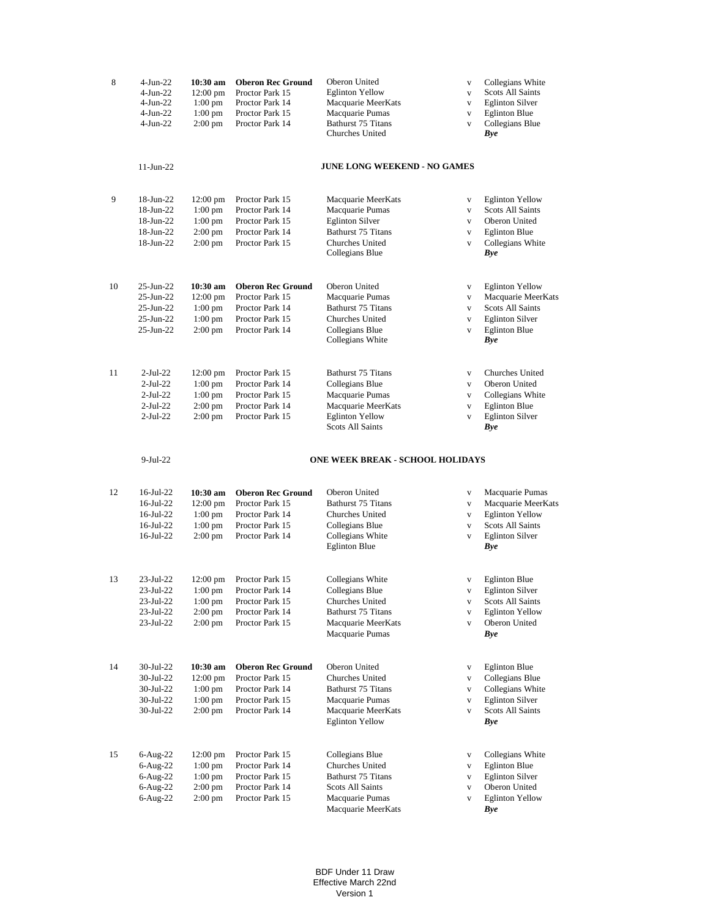| Round | Date | Time | Venue | Home | | Away |
|---|---|---|---|---|---|---|
| 8 | 4-Jun-22 | **10:30 am** | **Oberon Rec Ground** | Oberon United | v | Collegians White |
| | 4-Jun-22 | 12:00 pm | Proctor Park 15 | Eglinton Yellow | v | Scots All Saints |
| | 4-Jun-22 | 1:00 pm | Proctor Park 14 | Macquarie MeerKats | v | Eglinton Silver |
| | 4-Jun-22 | 1:00 pm | Proctor Park 15 | Macquarie Pumas | v | Eglinton Blue |
| | 4-Jun-22 | 2:00 pm | Proctor Park 14 | Bathurst 75 Titans | v | Collegians Blue |
| | | | | Churches United | | ***Bye*** |
| | 11-Jun-22 | | | **JUNE LONG WEEKEND - NO GAMES** | | |
| 9 | 18-Jun-22 | 12:00 pm | Proctor Park 15 | Macquarie MeerKats | v | Eglinton Yellow |
| | 18-Jun-22 | 1:00 pm | Proctor Park 14 | Macquarie Pumas | v | Scots All Saints |
| | 18-Jun-22 | 1:00 pm | Proctor Park 15 | Eglinton Silver | v | Oberon United |
| | 18-Jun-22 | 2:00 pm | Proctor Park 14 | Bathurst 75 Titans | v | Eglinton Blue |
| | 18-Jun-22 | 2:00 pm | Proctor Park 15 | Churches United | v | Collegians White |
| | | | | Collegians Blue | | ***Bye*** |
| 10 | 25-Jun-22 | **10:30 am** | **Oberon Rec Ground** | Oberon United | v | Eglinton Yellow |
| | 25-Jun-22 | 12:00 pm | Proctor Park 15 | Macquarie Pumas | v | Macquarie MeerKats |
| | 25-Jun-22 | 1:00 pm | Proctor Park 14 | Bathurst 75 Titans | v | Scots All Saints |
| | 25-Jun-22 | 1:00 pm | Proctor Park 15 | Churches United | v | Eglinton Silver |
| | 25-Jun-22 | 2:00 pm | Proctor Park 14 | Collegians Blue | v | Eglinton Blue |
| | | | | Collegians White | | ***Bye*** |
| 11 | 2-Jul-22 | 12:00 pm | Proctor Park 15 | Bathurst 75 Titans | v | Churches United |
| | 2-Jul-22 | 1:00 pm | Proctor Park 14 | Collegians Blue | v | Oberon United |
| | 2-Jul-22 | 1:00 pm | Proctor Park 15 | Macquarie Pumas | v | Collegians White |
| | 2-Jul-22 | 2:00 pm | Proctor Park 14 | Macquarie MeerKats | v | Eglinton Blue |
| | 2-Jul-22 | 2:00 pm | Proctor Park 15 | Eglinton Yellow | v | Eglinton Silver |
| | | | | Scots All Saints | | ***Bye*** |
| | 9-Jul-22 | | | **ONE WEEK BREAK - SCHOOL HOLIDAYS** | | |
| 12 | 16-Jul-22 | **10:30 am** | **Oberon Rec Ground** | Oberon United | v | Macquarie Pumas |
| | 16-Jul-22 | 12:00 pm | Proctor Park 15 | Bathurst 75 Titans | v | Macquarie MeerKats |
| | 16-Jul-22 | 1:00 pm | Proctor Park 14 | Churches United | v | Eglinton Yellow |
| | 16-Jul-22 | 1:00 pm | Proctor Park 15 | Collegians Blue | v | Scots All Saints |
| | 16-Jul-22 | 2:00 pm | Proctor Park 14 | Collegians White | v | Eglinton Silver |
| | | | | Eglinton Blue | | ***Bye*** |
| 13 | 23-Jul-22 | 12:00 pm | Proctor Park 15 | Collegians White | v | Eglinton Blue |
| | 23-Jul-22 | 1:00 pm | Proctor Park 14 | Collegians Blue | v | Eglinton Silver |
| | 23-Jul-22 | 1:00 pm | Proctor Park 15 | Churches United | v | Scots All Saints |
| | 23-Jul-22 | 2:00 pm | Proctor Park 14 | Bathurst 75 Titans | v | Eglinton Yellow |
| | 23-Jul-22 | 2:00 pm | Proctor Park 15 | Macquarie MeerKats | v | Oberon United |
| | | | | Macquarie Pumas | | ***Bye*** |
| 14 | 30-Jul-22 | **10:30 am** | **Oberon Rec Ground** | Oberon United | v | Eglinton Blue |
| | 30-Jul-22 | 12:00 pm | Proctor Park 15 | Churches United | v | Collegians Blue |
| | 30-Jul-22 | 1:00 pm | Proctor Park 14 | Bathurst 75 Titans | v | Collegians White |
| | 30-Jul-22 | 1:00 pm | Proctor Park 15 | Macquarie Pumas | v | Eglinton Silver |
| | 30-Jul-22 | 2:00 pm | Proctor Park 14 | Macquarie MeerKats | v | Scots All Saints |
| | | | | Eglinton Yellow | | ***Bye*** |
| 15 | 6-Aug-22 | 12:00 pm | Proctor Park 15 | Collegians Blue | v | Collegians White |
| | 6-Aug-22 | 1:00 pm | Proctor Park 14 | Churches United | v | Eglinton Blue |
| | 6-Aug-22 | 1:00 pm | Proctor Park 15 | Bathurst 75 Titans | v | Eglinton Silver |
| | 6-Aug-22 | 2:00 pm | Proctor Park 14 | Scots All Saints | v | Oberon United |
| | 6-Aug-22 | 2:00 pm | Proctor Park 15 | Macquarie Pumas | v | Eglinton Yellow |
| | | | | Macquarie MeerKats | | ***Bye*** |

BDF Under 11 Draw
Effective March 22nd
Version 1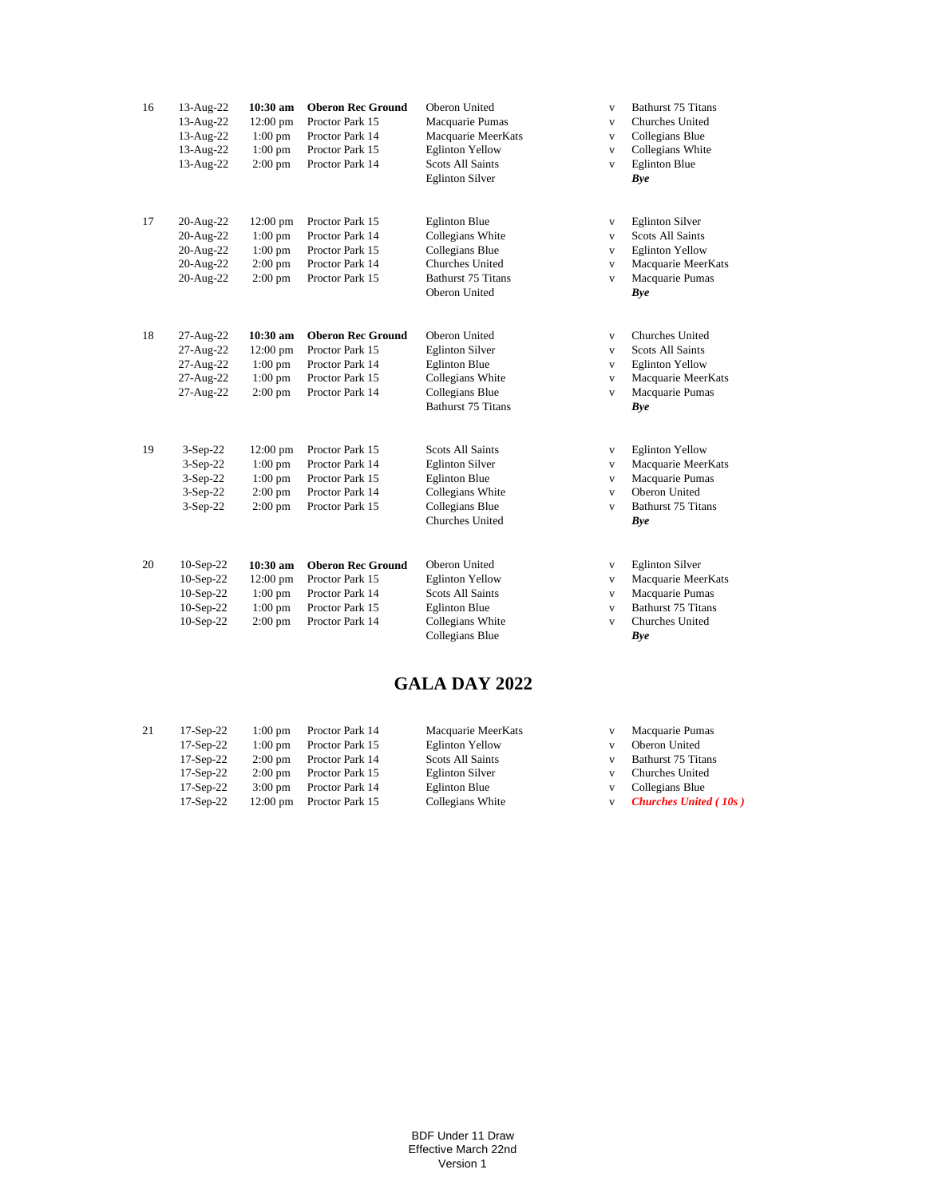| | | | | | | |
|---|---|---|---|---|---|---|
| 16 | 13-Aug-22 | **10:30 am** | **Oberon Rec Ground** | Oberon United | v | Bathurst 75 Titans |
| | 13-Aug-22 | 12:00 pm | Proctor Park 15 | Macquarie Pumas | v | Churches United |
| | 13-Aug-22 | 1:00 pm | Proctor Park 14 | Macquarie MeerKats | v | Collegians Blue |
| | 13-Aug-22 | 1:00 pm | Proctor Park 15 | Eglinton Yellow | v | Collegians White |
| | 13-Aug-22 | 2:00 pm | Proctor Park 14 | Scots All Saints | v | Eglinton Blue |
| | | | | Eglinton Silver | | ***Bye*** |
| 17 | 20-Aug-22 | 12:00 pm | Proctor Park 15 | Eglinton Blue | v | Eglinton Silver |
| | 20-Aug-22 | 1:00 pm | Proctor Park 14 | Collegians White | v | Scots All Saints |
| | 20-Aug-22 | 1:00 pm | Proctor Park 15 | Collegians Blue | v | Eglinton Yellow |
| | 20-Aug-22 | 2:00 pm | Proctor Park 14 | Churches United | v | Macquarie MeerKats |
| | 20-Aug-22 | 2:00 pm | Proctor Park 15 | Bathurst 75 Titans | v | Macquarie Pumas |
| | | | | Oberon United | | ***Bye*** |
| 18 | 27-Aug-22 | **10:30 am** | **Oberon Rec Ground** | Oberon United | v | Churches United |
| | 27-Aug-22 | 12:00 pm | Proctor Park 15 | Eglinton Silver | v | Scots All Saints |
| | 27-Aug-22 | 1:00 pm | Proctor Park 14 | Eglinton Blue | v | Eglinton Yellow |
| | 27-Aug-22 | 1:00 pm | Proctor Park 15 | Collegians White | v | Macquarie MeerKats |
| | 27-Aug-22 | 2:00 pm | Proctor Park 14 | Collegians Blue | v | Macquarie Pumas |
| | | | | Bathurst 75 Titans | | ***Bye*** |
| 19 | 3-Sep-22 | 12:00 pm | Proctor Park 15 | Scots All Saints | v | Eglinton Yellow |
| | 3-Sep-22 | 1:00 pm | Proctor Park 14 | Eglinton Silver | v | Macquarie MeerKats |
| | 3-Sep-22 | 1:00 pm | Proctor Park 15 | Eglinton Blue | v | Macquarie Pumas |
| | 3-Sep-22 | 2:00 pm | Proctor Park 14 | Collegians White | v | Oberon United |
| | 3-Sep-22 | 2:00 pm | Proctor Park 15 | Collegians Blue | v | Bathurst 75 Titans |
| | | | | Churches United | | ***Bye*** |
| 20 | 10-Sep-22 | **10:30 am** | **Oberon Rec Ground** | Oberon United | v | Eglinton Silver |
| | 10-Sep-22 | 12:00 pm | Proctor Park 15 | Eglinton Yellow | v | Macquarie MeerKats |
| | 10-Sep-22 | 1:00 pm | Proctor Park 14 | Scots All Saints | v | Macquarie Pumas |
| | 10-Sep-22 | 1:00 pm | Proctor Park 15 | Eglinton Blue | v | Bathurst 75 Titans |
| | 10-Sep-22 | 2:00 pm | Proctor Park 14 | Collegians White | v | Churches United |
| | | | | Collegians Blue | | ***Bye*** |

## GALA DAY 2022

| | | | | | | |
|---|---|---|---|---|---|---|
| 21 | 17-Sep-22 | 1:00 pm | Proctor Park 14 | Macquarie MeerKats | v | Macquarie Pumas |
| | 17-Sep-22 | 1:00 pm | Proctor Park 15 | Eglinton Yellow | v | Oberon United |
| | 17-Sep-22 | 2:00 pm | Proctor Park 14 | Scots All Saints | v | Bathurst 75 Titans |
| | 17-Sep-22 | 2:00 pm | Proctor Park 15 | Eglinton Silver | v | Churches United |
| | 17-Sep-22 | 3:00 pm | Proctor Park 14 | Eglinton Blue | v | Collegians Blue |
| | 17-Sep-22 | 12:00 pm | Proctor Park 15 | Collegians White | v | ***Churches United ( 10s )*** |

BDF Under 11 Draw
Effective March 22nd
Version 1